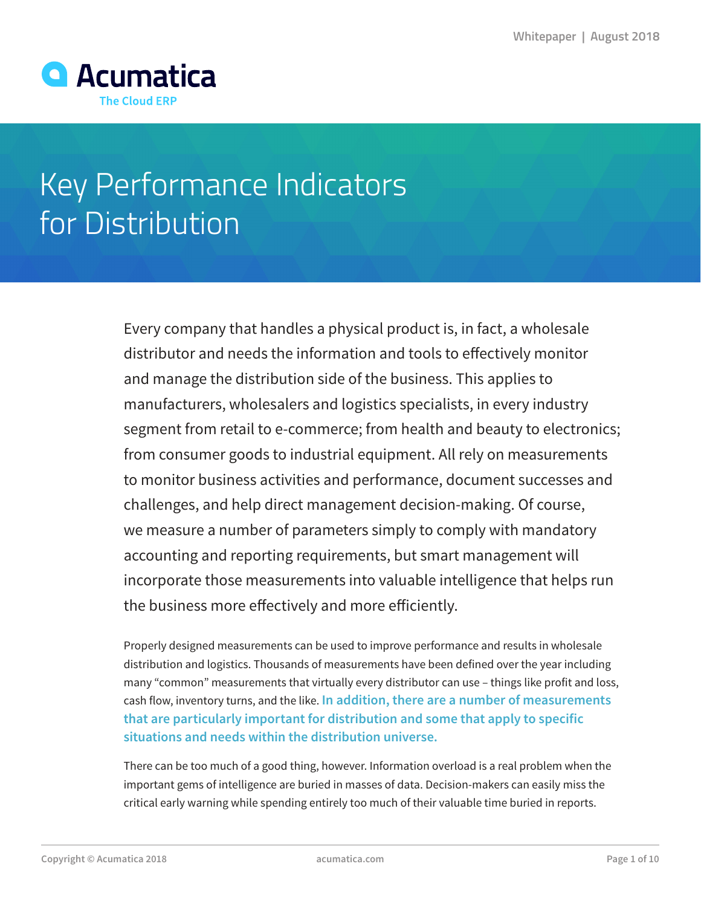Whitepaper | August 2018

Acumatica
The Cloud ERP

# Key Performance Indicators for Distribution

Every company that handles a physical product is, in fact, a wholesale distributor and needs the information and tools to effectively monitor and manage the distribution side of the business. This applies to manufacturers, wholesalers and logistics specialists, in every industry segment from retail to e-commerce; from health and beauty to electronics; from consumer goods to industrial equipment. All rely on measurements to monitor business activities and performance, document successes and challenges, and help direct management decision-making. Of course, we measure a number of parameters simply to comply with mandatory accounting and reporting requirements, but smart management will incorporate those measurements into valuable intelligence that helps run the business more effectively and more efficiently.

Properly designed measurements can be used to improve performance and results in wholesale distribution and logistics. Thousands of measurements have been defined over the year including many "common" measurements that virtually every distributor can use – things like profit and loss, cash flow, inventory turns, and the like. **In addition, there are a number of measurements that are particularly important for distribution and some that apply to specific situations and needs within the distribution universe.**

There can be too much of a good thing, however. Information overload is a real problem when the important gems of intelligence are buried in masses of data. Decision-makers can easily miss the critical early warning while spending entirely too much of their valuable time buried in reports.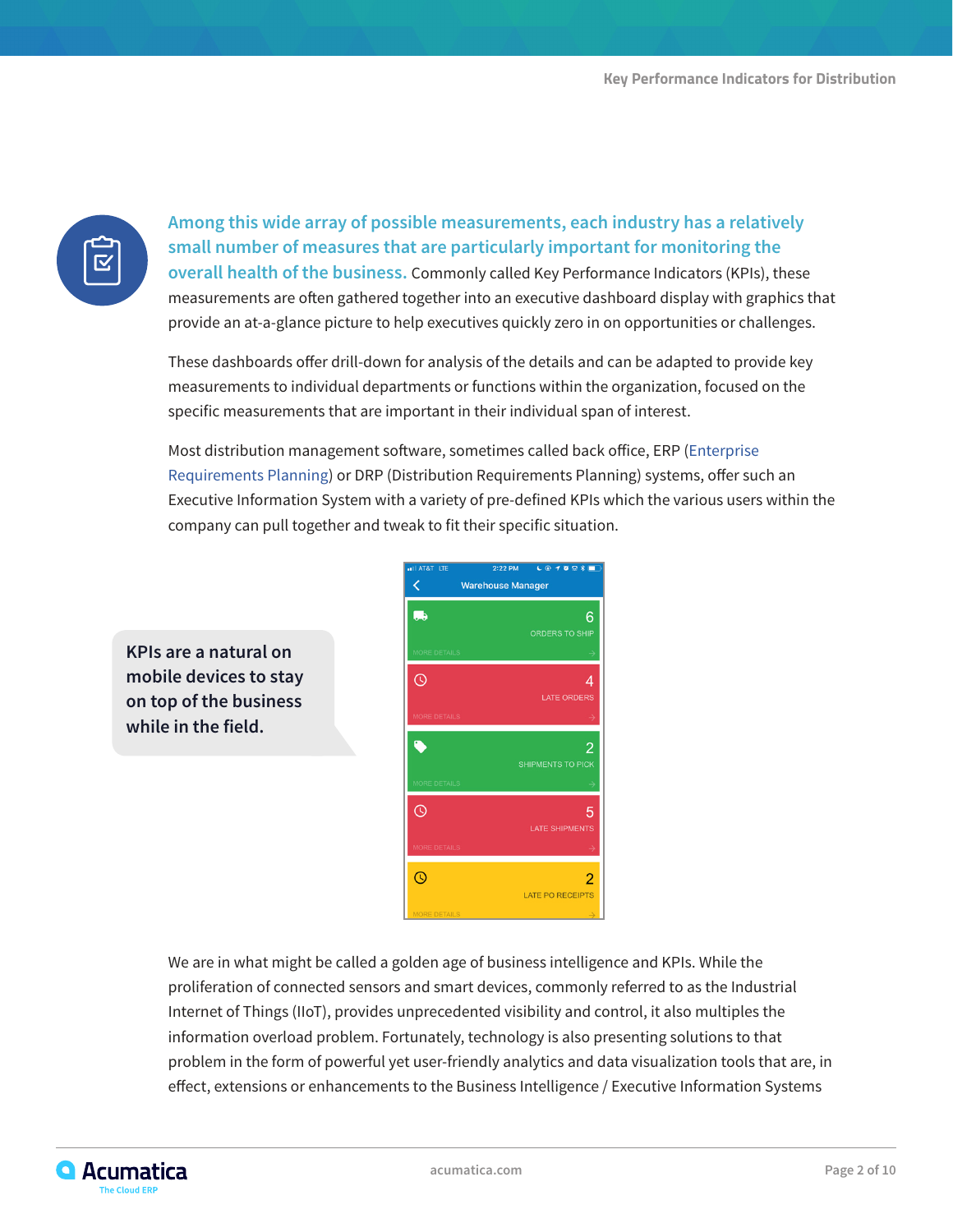**Among this wide array of possible measurements, each industry has a relatively small number of measures that are particularly important for monitoring the overall health of the business.** Commonly called Key Performance Indicators (KPIs), these measurements are often gathered together into an executive dashboard display with graphics that provide an at-a-glance picture to help executives quickly zero in on opportunities or challenges.

These dashboards offer drill-down for analysis of the details and can be adapted to provide key measurements to individual departments or functions within the organization, focused on the specific measurements that are important in their individual span of interest.

Most distribution management software, sometimes called back office, ERP (Enterprise Requirements Planning) or DRP (Distribution Requirements Planning) systems, offer such an Executive Information System with a variety of pre-defined KPIs which the various users within the company can pull together and tweak to fit their specific situation.

**KPIs are a natural on mobile devices to stay on top of the business while in the field.**

We are in what might be called a golden age of business intelligence and KPIs. While the proliferation of connected sensors and smart devices, commonly referred to as the Industrial Internet of Things (IIoT), provides unprecedented visibility and control, it also multiples the information overload problem. Fortunately, technology is also presenting solutions to that problem in the form of powerful yet user-friendly analytics and data visualization tools that are, in effect, extensions or enhancements to the Business Intelligence / Executive Information Systems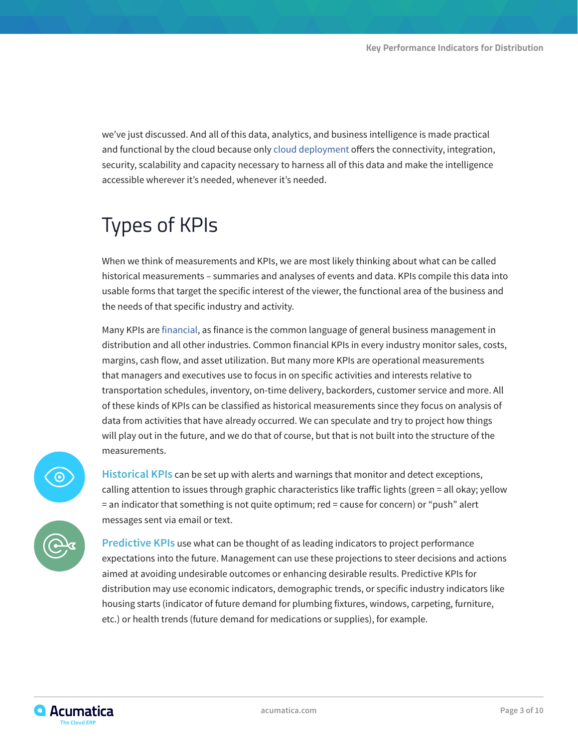we've just discussed. And all of this data, analytics, and business intelligence is made practical and functional by the cloud because only cloud deployment offers the connectivity, integration, security, scalability and capacity necessary to harness all of this data and make the intelligence accessible wherever it's needed, whenever it's needed.

# Types of KPIs

When we think of measurements and KPIs, we are most likely thinking about what can be called historical measurements – summaries and analyses of events and data. KPIs compile this data into usable forms that target the specific interest of the viewer, the functional area of the business and the needs of that specific industry and activity.

Many KPIs are financial, as finance is the common language of general business management in distribution and all other industries. Common financial KPIs in every industry monitor sales, costs, margins, cash flow, and asset utilization. But many more KPIs are operational measurements that managers and executives use to focus in on specific activities and interests relative to transportation schedules, inventory, on-time delivery, backorders, customer service and more. All of these kinds of KPIs can be classified as historical measurements since they focus on analysis of data from activities that have already occurred. We can speculate and try to project how things will play out in the future, and we do that of course, but that is not built into the structure of the measurements.

**Historical KPIs** can be set up with alerts and warnings that monitor and detect exceptions, calling attention to issues through graphic characteristics like traffic lights (green = all okay; yellow = an indicator that something is not quite optimum; red = cause for concern) or "push" alert messages sent via email or text.

**Predictive KPIs** use what can be thought of as leading indicators to project performance expectations into the future. Management can use these projections to steer decisions and actions aimed at avoiding undesirable outcomes or enhancing desirable results. Predictive KPIs for distribution may use economic indicators, demographic trends, or specific industry indicators like housing starts (indicator of future demand for plumbing fixtures, windows, carpeting, furniture, etc.) or health trends (future demand for medications or supplies), for example.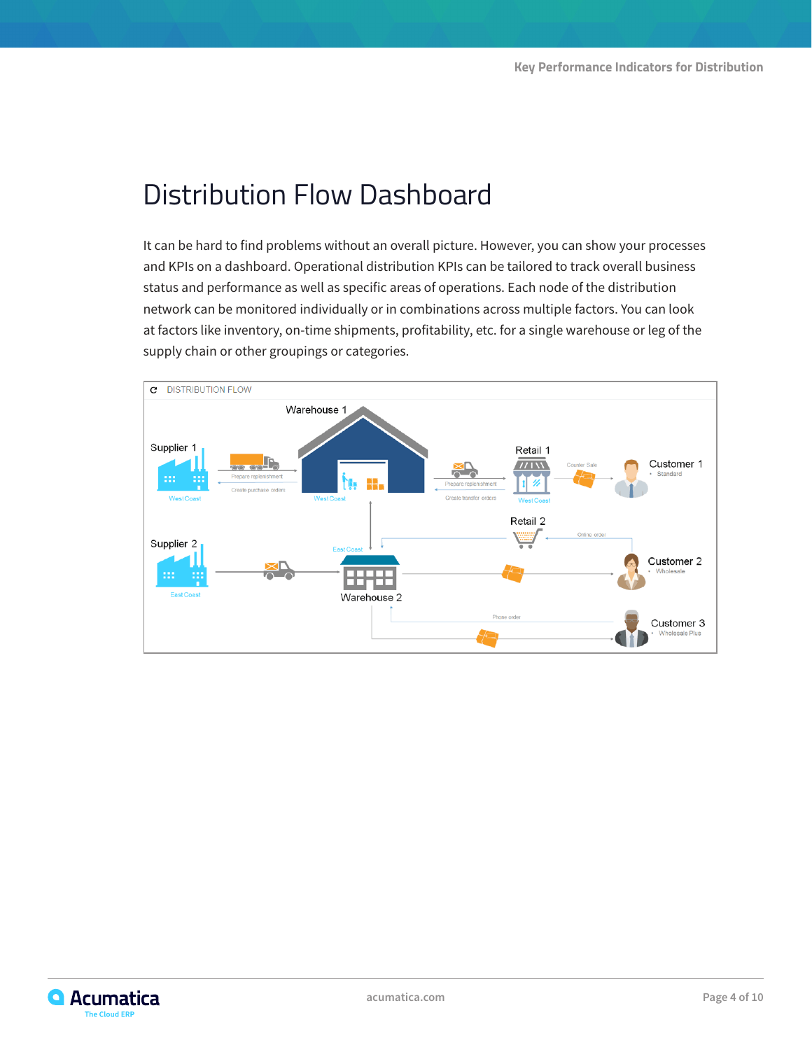# Distribution Flow Dashboard

It can be hard to find problems without an overall picture. However, you can show your processes and KPIs on a dashboard. Operational distribution KPIs can be tailored to track overall business status and performance as well as specific areas of operations. Each node of the distribution network can be monitored individually or in combinations across multiple factors. You can look at factors like inventory, on-time shipments, profitability, etc. for a single warehouse or leg of the supply chain or other groupings or categories.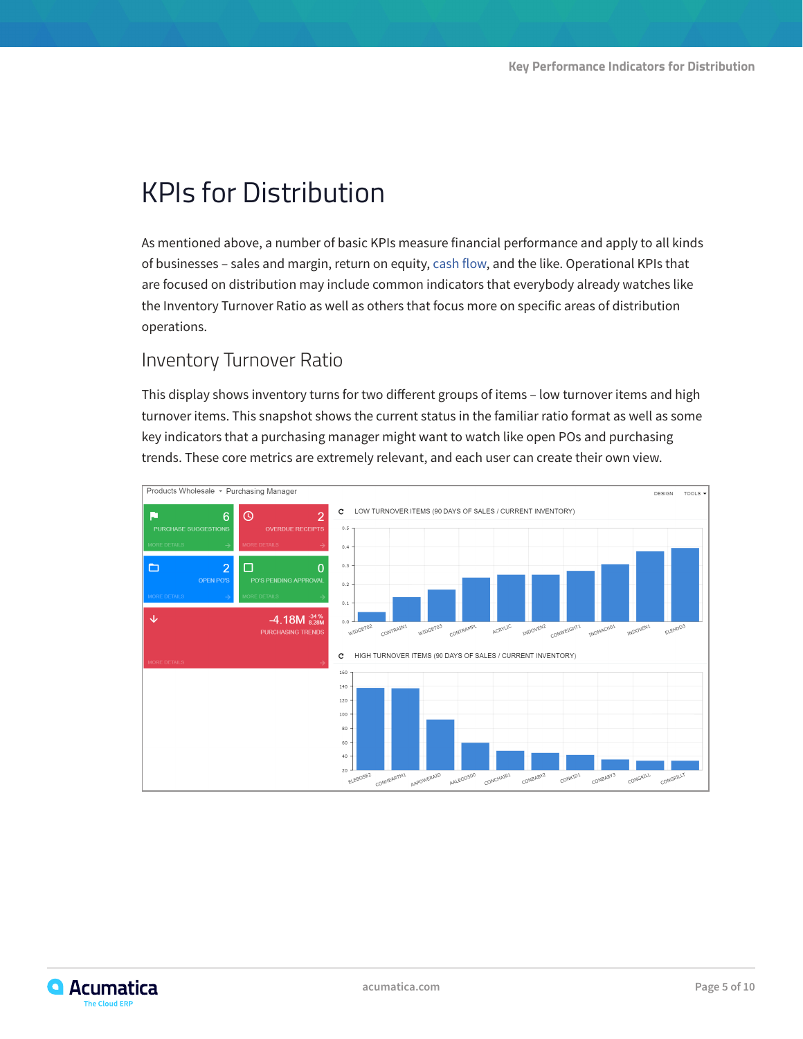# KPIs for Distribution

As mentioned above, a number of basic KPIs measure financial performance and apply to all kinds of businesses – sales and margin, return on equity, cash flow, and the like. Operational KPIs that are focused on distribution may include common indicators that everybody already watches like the Inventory Turnover Ratio as well as others that focus more on specific areas of distribution operations.

## Inventory Turnover Ratio

This display shows inventory turns for two different groups of items – low turnover items and high turnover items. This snapshot shows the current status in the familiar ratio format as well as some key indicators that a purchasing manager might want to watch like open POs and purchasing trends. These core metrics are extremely relevant, and each user can create their own view.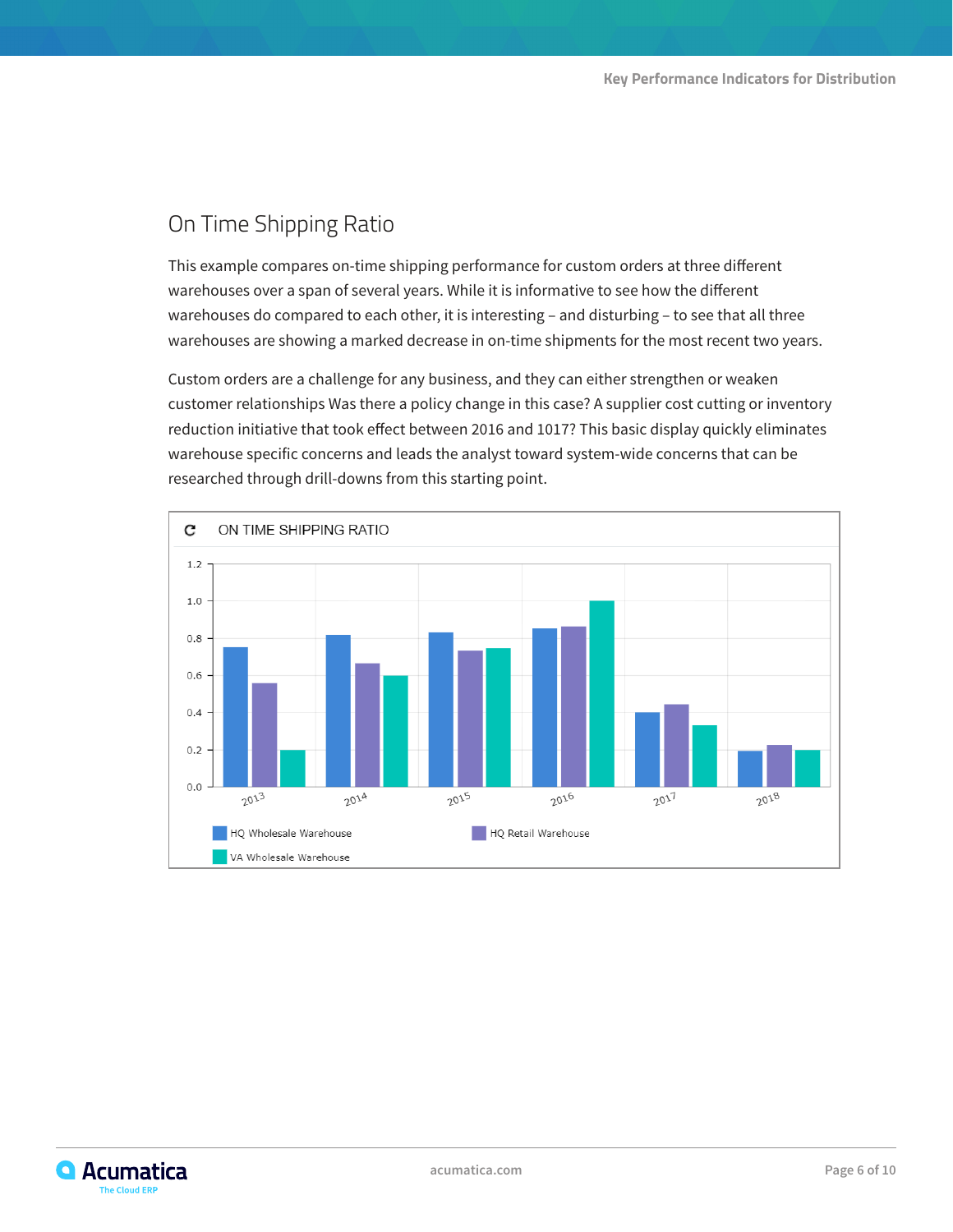## On Time Shipping Ratio

This example compares on-time shipping performance for custom orders at three different warehouses over a span of several years. While it is informative to see how the different warehouses do compared to each other, it is interesting – and disturbing – to see that all three warehouses are showing a marked decrease in on-time shipments for the most recent two years.

Custom orders are a challenge for any business, and they can either strengthen or weaken customer relationships Was there a policy change in this case? A supplier cost cutting or inventory reduction initiative that took effect between 2016 and 1017? This basic display quickly eliminates warehouse specific concerns and leads the analyst toward system-wide concerns that can be researched through drill-downs from this starting point.

ON TIME SHIPPING RATIO

| Year | HQ Wholesale Warehouse | HQ Retail Warehouse | VA Wholesale Warehouse |
|---|---|---|---|
| 2013 | 0.75 | 0.56 | 0.20 |
| 2014 | 0.82 | 0.67 | 0.60 |
| 2015 | 0.83 | 0.73 | 0.75 |
| 2016 | 0.85 | 0.86 | 1.00 |
| 2017 | 0.40 | 0.44 | 0.33 |
| 2018 | 0.19 | 0.22 | 0.20 |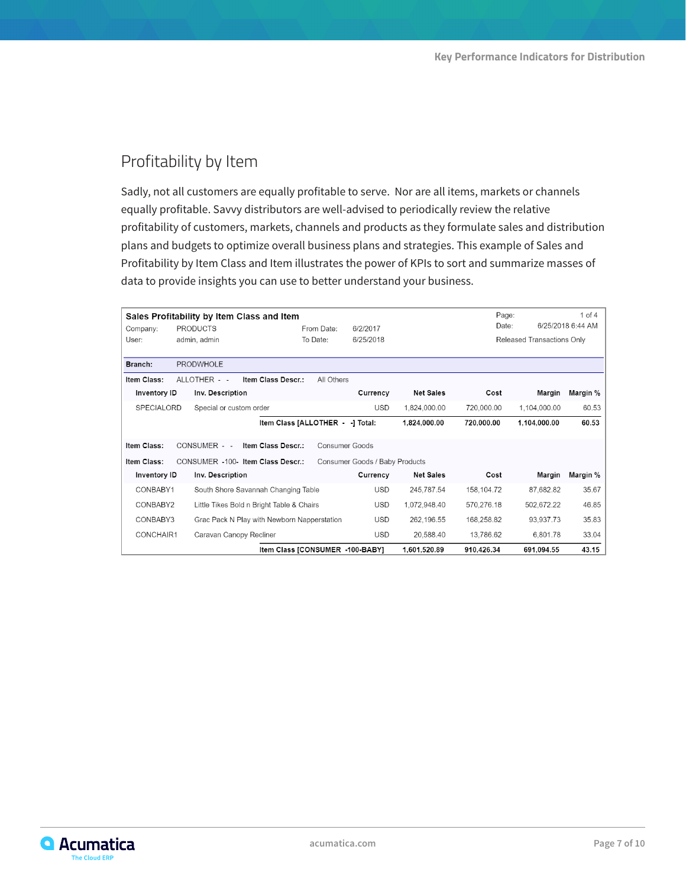## Profitability by Item

Sadly, not all customers are equally profitable to serve. Nor are all items, markets or channels equally profitable. Savvy distributors are well-advised to periodically review the relative profitability of customers, markets, channels and products as they formulate sales and distribution plans and budgets to optimize overall business plans and strategies. This example of Sales and Profitability by Item Class and Item illustrates the power of KPIs to sort and summarize masses of data to provide insights you can use to better understand your business.

**Sales Profitability by Item Class and Item**

Company: PRODUCTS | From Date: 6/2/2017 | Page: 1 of 4
User: admin, admin | To Date: 6/25/2018 | Date: 6/25/2018 6:44 AM
Released Transactions Only

**Branch:** PRODWHOLE

**Item Class:** ALLOTHER - - **Item Class Descr.:** All Others

| Inventory ID | Inv. Description | Currency | Net Sales | Cost | Margin | Margin % |
|---|---|---|---|---|---|---|
| SPECIALORD | Special or custom order | USD | 1,824,000.00 | 720,000.00 | 1,104,000.00 | 60.53 |
| | **Item Class [ALLOTHER - -] Total:** | | **1,824,000.00** | **720,000.00** | **1,104,000.00** | **60.53** |

**Item Class:** CONSUMER - - **Item Class Descr.:** Consumer Goods

**Item Class:** CONSUMER -100- **Item Class Descr.:** Consumer Goods / Baby Products

| Inventory ID | Inv. Description | Currency | Net Sales | Cost | Margin | Margin % |
|---|---|---|---|---|---|---|
| CONBABY1 | South Shore Savannah Changing Table | USD | 245,787.54 | 158,104.72 | 87,682.82 | 35.67 |
| CONBABY2 | Little Tikes Bold n Bright Table & Chairs | USD | 1,072,948.40 | 570,276.18 | 502,672.22 | 46.85 |
| CONBABY3 | Grac Pack N Play with Newborn Napperstation | USD | 262,196.55 | 168,258.82 | 93,937.73 | 35.83 |
| CONCHAIR1 | Caravan Canopy Recliner | USD | 20,588.40 | 13,786.62 | 6,801.78 | 33.04 |
| | **Item Class [CONSUMER -100-BABY]** | | **1,601,520.89** | **910,426.34** | **691,094.55** | **43.15** |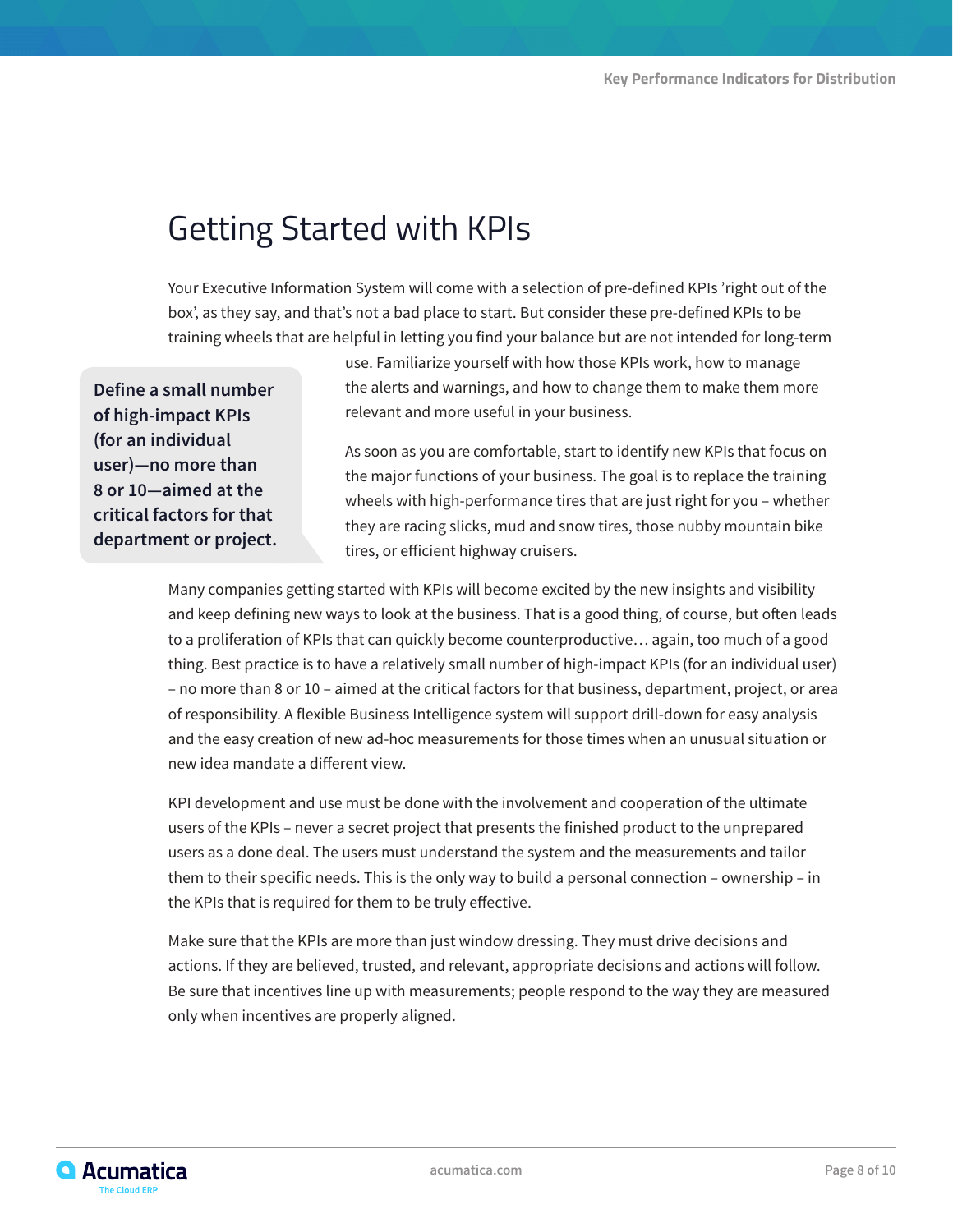# Getting Started with KPIs

Your Executive Information System will come with a selection of pre-defined KPIs 'right out of the box', as they say, and that's not a bad place to start. But consider these pre-defined KPIs to be training wheels that are helpful in letting you find your balance but are not intended for long-term use. Familiarize yourself with how those KPIs work, how to manage the alerts and warnings, and how to change them to make them more relevant and more useful in your business.

**Define a small number of high-impact KPIs (for an individual user)—no more than 8 or 10—aimed at the critical factors for that department or project.**

As soon as you are comfortable, start to identify new KPIs that focus on the major functions of your business. The goal is to replace the training wheels with high-performance tires that are just right for you – whether they are racing slicks, mud and snow tires, those nubby mountain bike tires, or efficient highway cruisers.

Many companies getting started with KPIs will become excited by the new insights and visibility and keep defining new ways to look at the business. That is a good thing, of course, but often leads to a proliferation of KPIs that can quickly become counterproductive… again, too much of a good thing. Best practice is to have a relatively small number of high-impact KPIs (for an individual user) – no more than 8 or 10 – aimed at the critical factors for that business, department, project, or area of responsibility. A flexible Business Intelligence system will support drill-down for easy analysis and the easy creation of new ad-hoc measurements for those times when an unusual situation or new idea mandate a different view.

KPI development and use must be done with the involvement and cooperation of the ultimate users of the KPIs – never a secret project that presents the finished product to the unprepared users as a done deal. The users must understand the system and the measurements and tailor them to their specific needs. This is the only way to build a personal connection – ownership – in the KPIs that is required for them to be truly effective.

Make sure that the KPIs are more than just window dressing. They must drive decisions and actions. If they are believed, trusted, and relevant, appropriate decisions and actions will follow. Be sure that incentives line up with measurements; people respond to the way they are measured only when incentives are properly aligned.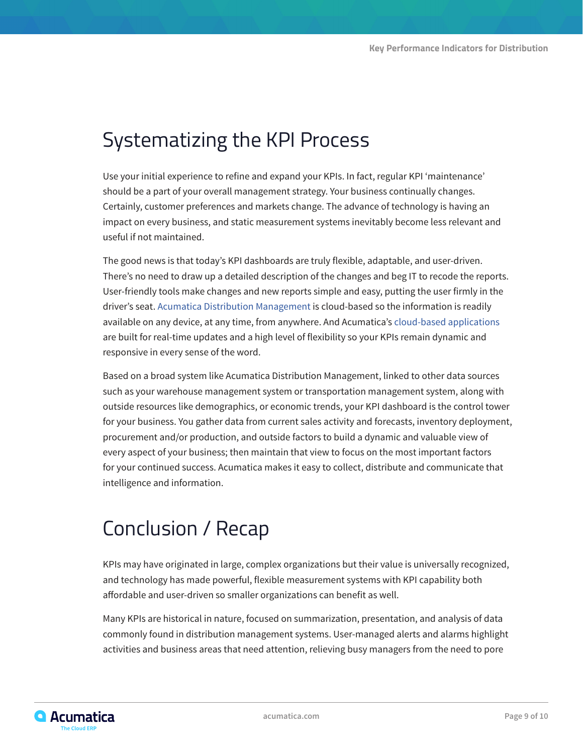# Systematizing the KPI Process

Use your initial experience to refine and expand your KPIs. In fact, regular KPI 'maintenance' should be a part of your overall management strategy. Your business continually changes. Certainly, customer preferences and markets change. The advance of technology is having an impact on every business, and static measurement systems inevitably become less relevant and useful if not maintained.

The good news is that today's KPI dashboards are truly flexible, adaptable, and user-driven. There's no need to draw up a detailed description of the changes and beg IT to recode the reports. User-friendly tools make changes and new reports simple and easy, putting the user firmly in the driver's seat. Acumatica Distribution Management is cloud-based so the information is readily available on any device, at any time, from anywhere. And Acumatica's cloud-based applications are built for real-time updates and a high level of flexibility so your KPIs remain dynamic and responsive in every sense of the word.

Based on a broad system like Acumatica Distribution Management, linked to other data sources such as your warehouse management system or transportation management system, along with outside resources like demographics, or economic trends, your KPI dashboard is the control tower for your business. You gather data from current sales activity and forecasts, inventory deployment, procurement and/or production, and outside factors to build a dynamic and valuable view of every aspect of your business; then maintain that view to focus on the most important factors for your continued success. Acumatica makes it easy to collect, distribute and communicate that intelligence and information.

# Conclusion / Recap

KPIs may have originated in large, complex organizations but their value is universally recognized, and technology has made powerful, flexible measurement systems with KPI capability both affordable and user-driven so smaller organizations can benefit as well.

Many KPIs are historical in nature, focused on summarization, presentation, and analysis of data commonly found in distribution management systems. User-managed alerts and alarms highlight activities and business areas that need attention, relieving busy managers from the need to pore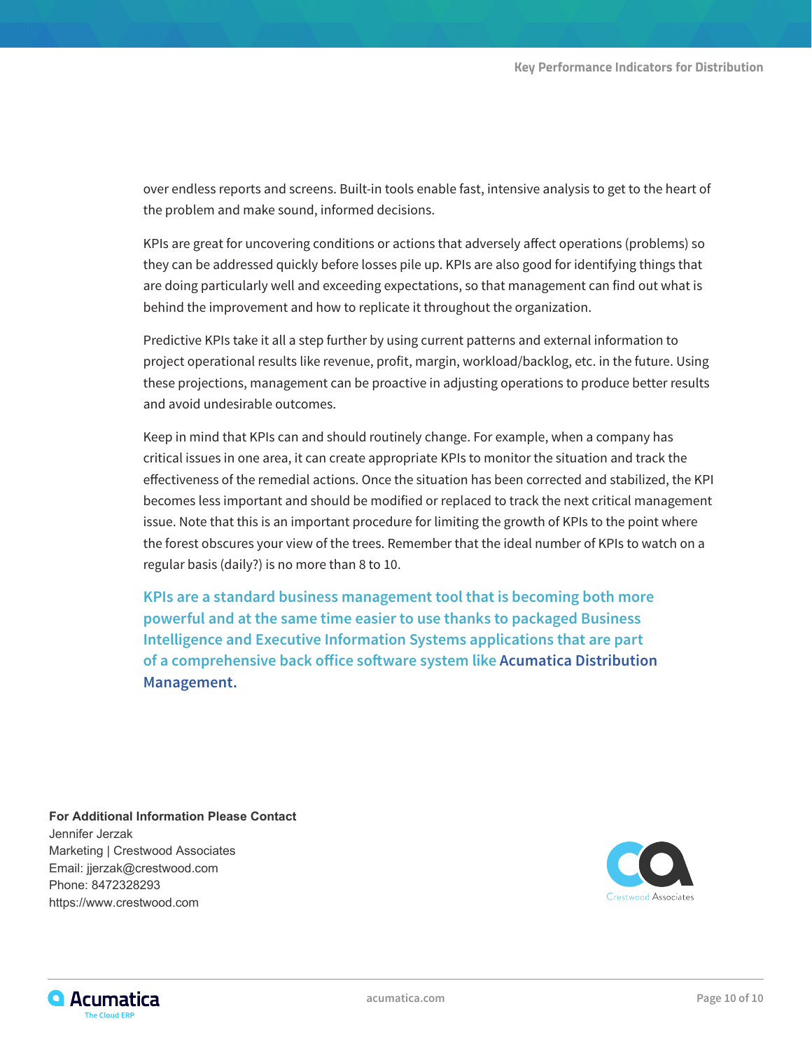over endless reports and screens. Built-in tools enable fast, intensive analysis to get to the heart of the problem and make sound, informed decisions.

KPIs are great for uncovering conditions or actions that adversely affect operations (problems) so they can be addressed quickly before losses pile up. KPIs are also good for identifying things that are doing particularly well and exceeding expectations, so that management can find out what is behind the improvement and how to replicate it throughout the organization.

Predictive KPIs take it all a step further by using current patterns and external information to project operational results like revenue, profit, margin, workload/backlog, etc. in the future. Using these projections, management can be proactive in adjusting operations to produce better results and avoid undesirable outcomes.

Keep in mind that KPIs can and should routinely change. For example, when a company has critical issues in one area, it can create appropriate KPIs to monitor the situation and track the effectiveness of the remedial actions. Once the situation has been corrected and stabilized, the KPI becomes less important and should be modified or replaced to track the next critical management issue. Note that this is an important procedure for limiting the growth of KPIs to the point where the forest obscures your view of the trees. Remember that the ideal number of KPIs to watch on a regular basis (daily?) is no more than 8 to 10.

**KPIs are a standard business management tool that is becoming both more powerful and at the same time easier to use thanks to packaged Business Intelligence and Executive Information Systems applications that are part of a comprehensive back office software system like Acumatica Distribution Management.**

**For Additional Information Please Contact**
Jennifer Jerzak
Marketing | Crestwood Associates
Email: jjerzak@crestwood.com
Phone: 8472328293
https://www.crestwood.com

Crestwood Associates